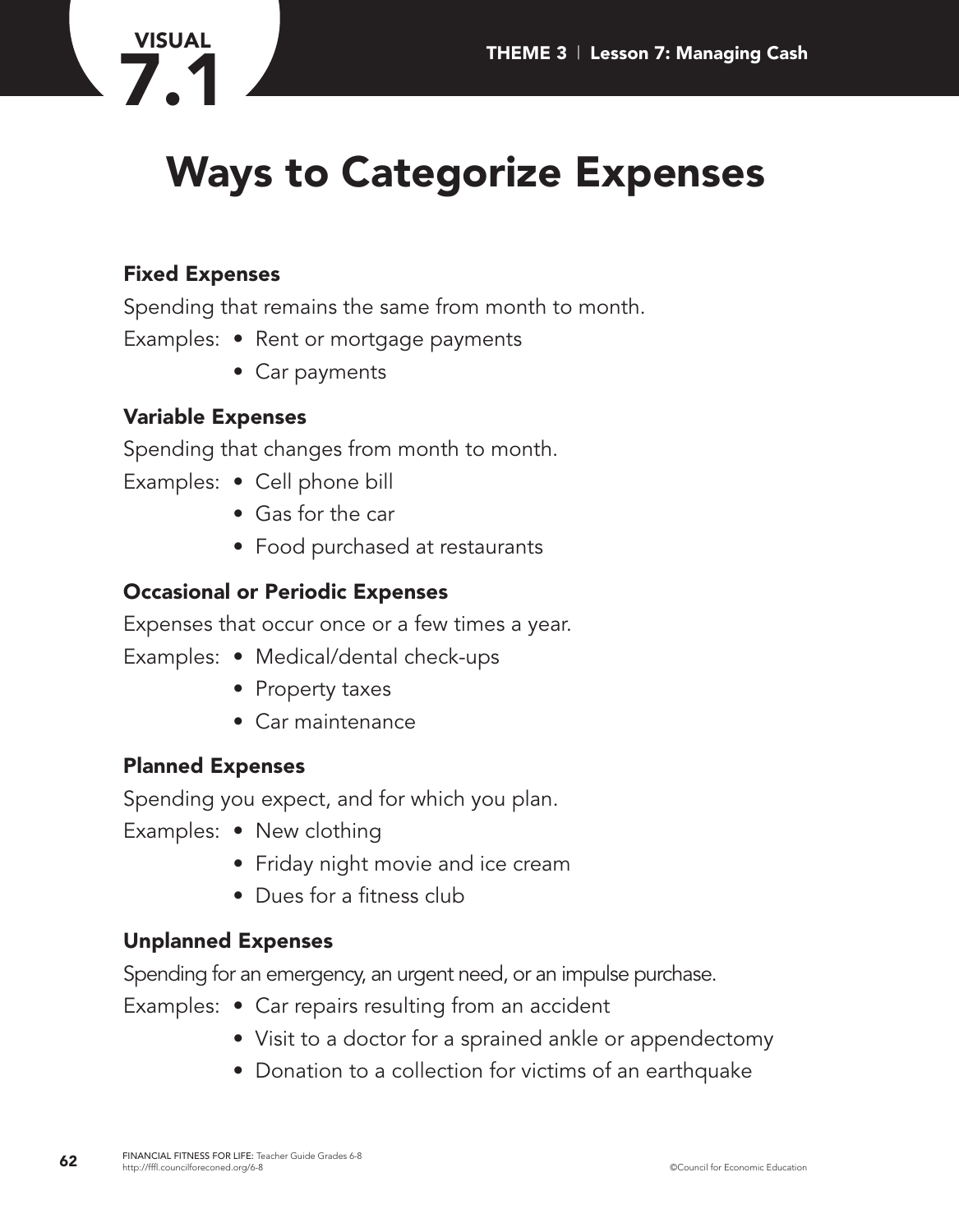VISUAL 7.1

# Ways to Categorize Expenses

### Fixed Expenses

Spending that remains the same from month to month.

Examples:
- Rent or mortgage payments
- Car payments

### Variable Expenses

Spending that changes from month to month.

Examples:
- Cell phone bill
- Gas for the car
- Food purchased at restaurants

### Occasional or Periodic Expenses

Expenses that occur once or a few times a year.

Examples:
- Medical/dental check-ups
- Property taxes
- Car maintenance

### Planned Expenses

Spending you expect, and for which you plan.

Examples:
- New clothing
- Friday night movie and ice cream
- Dues for a fitness club

### Unplanned Expenses

Spending for an emergency, an urgent need, or an impulse purchase.

Examples:
- Car repairs resulting from an accident
- Visit to a doctor for a sprained ankle or appendectomy
- Donation to a collection for victims of an earthquake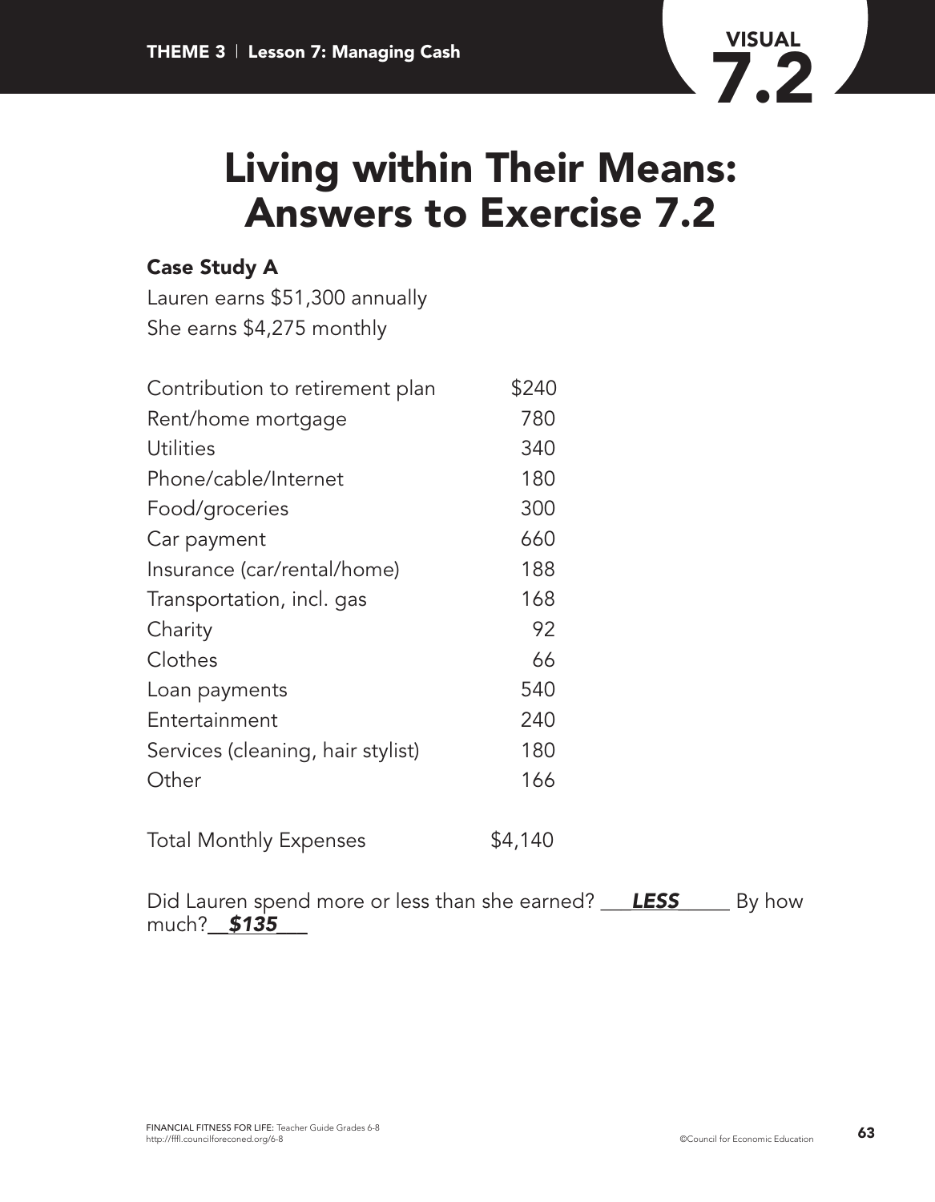VISUAL 7.2

# Living within Their Means: Answers to Exercise 7.2

### Case Study A

Lauren earns $51,300 annually
She earns $4,275 monthly

| | |
|---|---|
| Contribution to retirement plan | $240 |
| Rent/home mortgage | 780 |
| Utilities | 340 |
| Phone/cable/Internet | 180 |
| Food/groceries | 300 |
| Car payment | 660 |
| Insurance (car/rental/home) | 188 |
| Transportation, incl. gas | 168 |
| Charity | 92 |
| Clothes | 66 |
| Loan payments | 540 |
| Entertainment | 240 |
| Services (cleaning, hair stylist) | 180 |
| Other | 166 |
| | |
| Total Monthly Expenses | $4,140 |

Did Lauren spend more or less than she earned? ___***LESS***_____ By how much?__***$135***___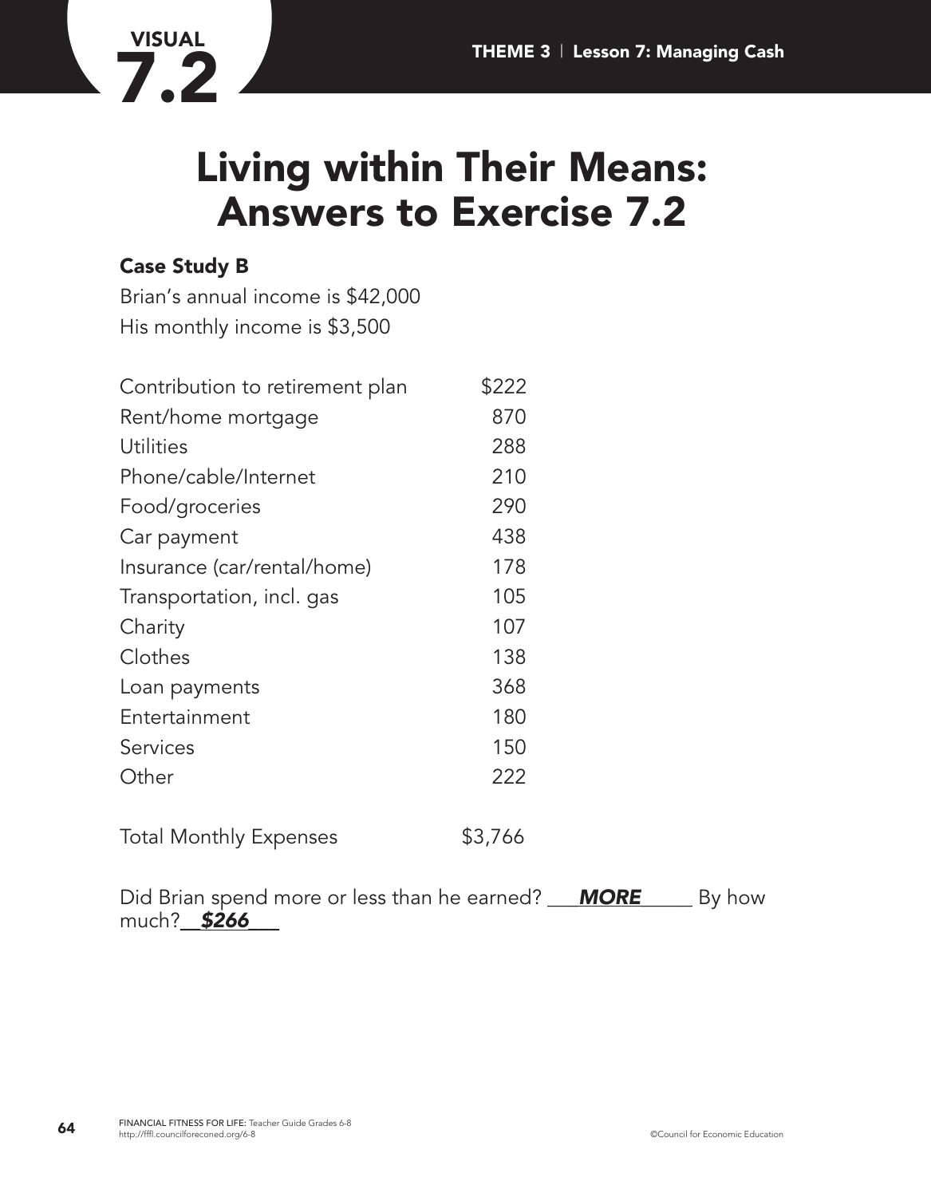**VISUAL 7.2**

# Living within Their Means: Answers to Exercise 7.2

### Case Study B

Brian's annual income is $42,000
His monthly income is $3,500

| | |
|---|---|
| Contribution to retirement plan | $222 |
| Rent/home mortgage | 870 |
| Utilities | 288 |
| Phone/cable/Internet | 210 |
| Food/groceries | 290 |
| Car payment | 438 |
| Insurance (car/rental/home) | 178 |
| Transportation, incl. gas | 105 |
| Charity | 107 |
| Clothes | 138 |
| Loan payments | 368 |
| Entertainment | 180 |
| Services | 150 |
| Other | 222 |
| | |
| Total Monthly Expenses | $3,766 |

Did Brian spend more or less than he earned? ___***MORE***_____ By how much?__***$266***___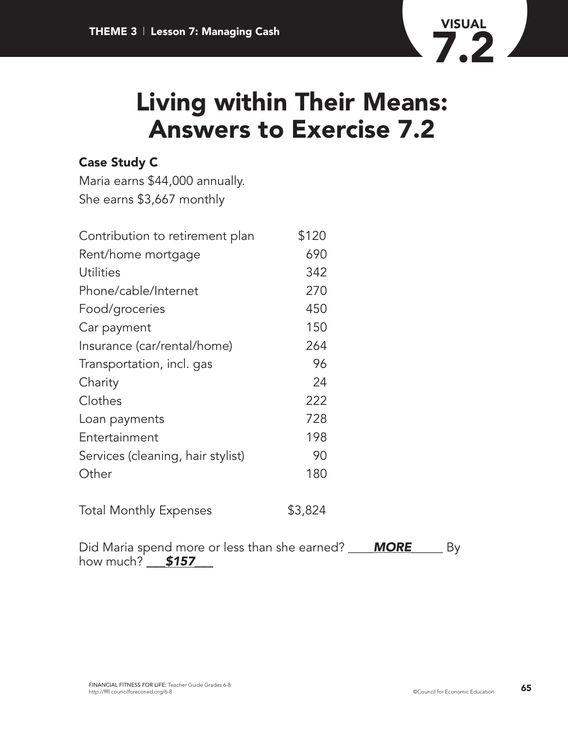**VISUAL 7.2**

# Living within Their Means: Answers to Exercise 7.2

### Case Study C

Maria earns $44,000 annually.
She earns $3,667 monthly

| | |
|---|---|
| Contribution to retirement plan | $120 |
| Rent/home mortgage | 690 |
| Utilities | 342 |
| Phone/cable/Internet | 270 |
| Food/groceries | 450 |
| Car payment | 150 |
| Insurance (car/rental/home) | 264 |
| Transportation, incl. gas | 96 |
| Charity | 24 |
| Clothes | 222 |
| Loan payments | 728 |
| Entertainment | 198 |
| Services (cleaning, hair stylist) | 90 |
| Other | 180 |
| Total Monthly Expenses | $3,824 |

Did Maria spend more or less than she earned? ____***MORE***_____ By how much? ___***$157***___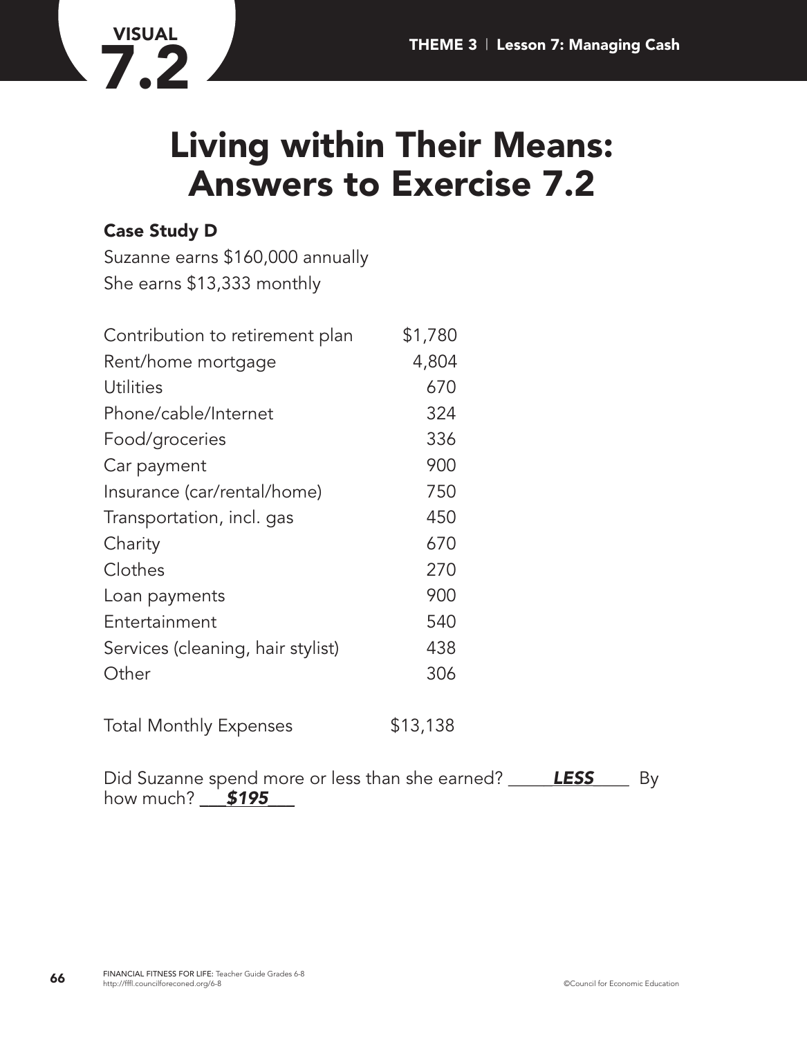VISUAL **7.2**

# Living within Their Means: Answers to Exercise 7.2

### Case Study D

Suzanne earns $160,000 annually
She earns $13,333 monthly

| | |
|---|---|
| Contribution to retirement plan | $1,780 |
| Rent/home mortgage | 4,804 |
| Utilities | 670 |
| Phone/cable/Internet | 324 |
| Food/groceries | 336 |
| Car payment | 900 |
| Insurance (car/rental/home) | 750 |
| Transportation, incl. gas | 450 |
| Charity | 670 |
| Clothes | 270 |
| Loan payments | 900 |
| Entertainment | 540 |
| Services (cleaning, hair stylist) | 438 |
| Other | 306 |
| Total Monthly Expenses | $13,138 |

Did Suzanne spend more or less than she earned? _____***LESS***_____ By how much? ___***$195***___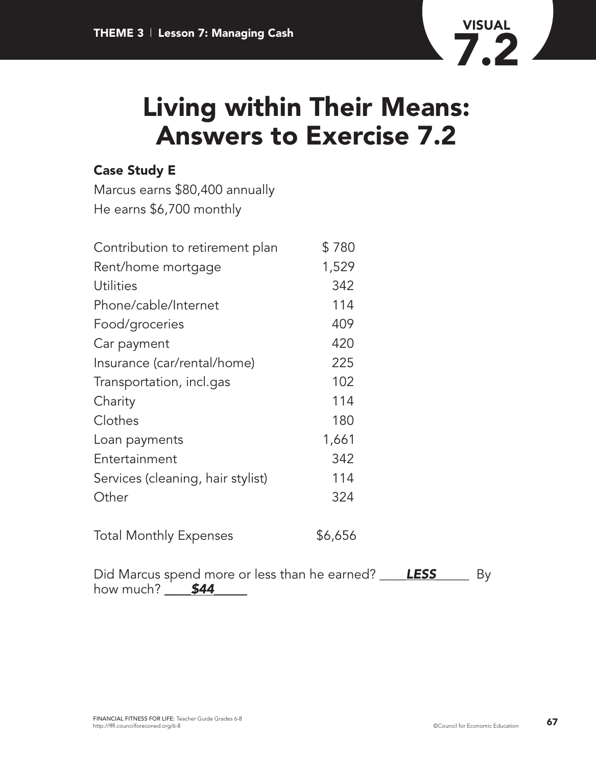**VISUAL 7.2**

# Living within Their Means: Answers to Exercise 7.2

### Case Study E

Marcus earns $80,400 annually
He earns $6,700 monthly

| | |
|---|---|
| Contribution to retirement plan | $ 780 |
| Rent/home mortgage | 1,529 |
| Utilities | 342 |
| Phone/cable/Internet | 114 |
| Food/groceries | 409 |
| Car payment | 420 |
| Insurance (car/rental/home) | 225 |
| Transportation, incl.gas | 102 |
| Charity | 114 |
| Clothes | 180 |
| Loan payments | 1,661 |
| Entertainment | 342 |
| Services (cleaning, hair stylist) | 114 |
| Other | 324 |
| | |
| Total Monthly Expenses | $6,656 |

Did Marcus spend more or less than he earned? ____***LESS***______ By how much? ____***$44***_____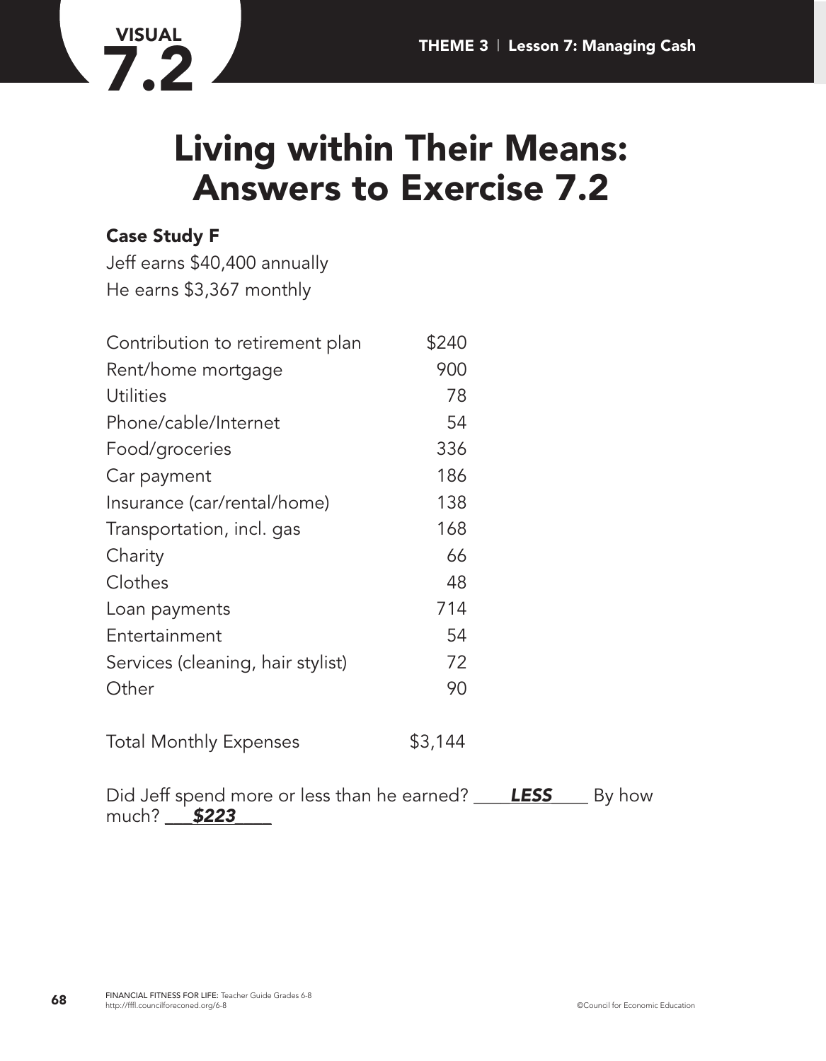**VISUAL 7.2**

# Living within Their Means: Answers to Exercise 7.2

### Case Study F

Jeff earns $40,400 annually
He earns $3,367 monthly

| | |
|---|---|
| Contribution to retirement plan | $240 |
| Rent/home mortgage | 900 |
| Utilities | 78 |
| Phone/cable/Internet | 54 |
| Food/groceries | 336 |
| Car payment | 186 |
| Insurance (car/rental/home) | 138 |
| Transportation, incl. gas | 168 |
| Charity | 66 |
| Clothes | 48 |
| Loan payments | 714 |
| Entertainment | 54 |
| Services (cleaning, hair stylist) | 72 |
| Other | 90 |
| Total Monthly Expenses | $3,144 |

Did Jeff spend more or less than he earned? ____***LESS***____ By how much? ___***$223***____